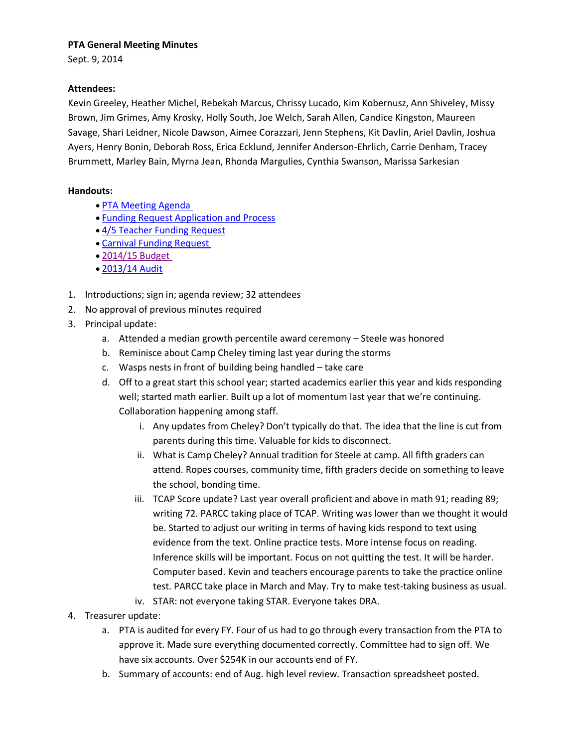**PTA General Meeting Minutes**

Sept. 9, 2014

**Attendees:**

Kevin Greeley, Heather Michel, Rebekah Marcus, Chrissy Lucado, Kim Kobernusz, Ann Shiveley, Missy Brown, Jim Grimes, Amy Krosky, Holly South, Joe Welch, Sarah Allen, Candice Kingston, Maureen Savage, Shari Leidner, Nicole Dawson, Aimee Corazzari, Jenn Stephens, Kit Davlin, Ariel Davlin, Joshua Ayers, Henry Bonin, Deborah Ross, Erica Ecklund, Jennifer Anderson-Ehrlich, Carrie Denham, Tracey Brummett, Marley Bain, Myrna Jean, Rhonda Margulies, Cynthia Swanson, Marissa Sarkesian

**Handouts:**

- PTA Meeting Agenda
- Funding Request Application and Process
- 4/5 Teacher Funding Request
- Carnival Funding Request
- 2014/15 Budget
- 2013/14 Audit

1. Introductions; sign in; agenda review; 32 attendees
2. No approval of previous minutes required
3. Principal update:
   a. Attended a median growth percentile award ceremony – Steele was honored
   b. Reminisce about Camp Cheley timing last year during the storms
   c. Wasps nests in front of building being handled – take care
   d. Off to a great start this school year; started academics earlier this year and kids responding well; started math earlier. Built up a lot of momentum last year that we're continuing. Collaboration happening among staff.
      i. Any updates from Cheley? Don't typically do that. The idea that the line is cut from parents during this time. Valuable for kids to disconnect.
      ii. What is Camp Cheley? Annual tradition for Steele at camp. All fifth graders can attend. Ropes courses, community time, fifth graders decide on something to leave the school, bonding time.
      iii. TCAP Score update? Last year overall proficient and above in math 91; reading 89; writing 72. PARCC taking place of TCAP. Writing was lower than we thought it would be. Started to adjust our writing in terms of having kids respond to text using evidence from the text. Online practice tests. More intense focus on reading. Inference skills will be important. Focus on not quitting the test. It will be harder. Computer based. Kevin and teachers encourage parents to take the practice online test. PARCC take place in March and May. Try to make test-taking business as usual.
      iv. STAR: not everyone taking STAR. Everyone takes DRA.
4. Treasurer update:
   a. PTA is audited for every FY. Four of us had to go through every transaction from the PTA to approve it. Made sure everything documented correctly. Committee had to sign off. We have six accounts. Over $254K in our accounts end of FY.
   b. Summary of accounts: end of Aug. high level review. Transaction spreadsheet posted.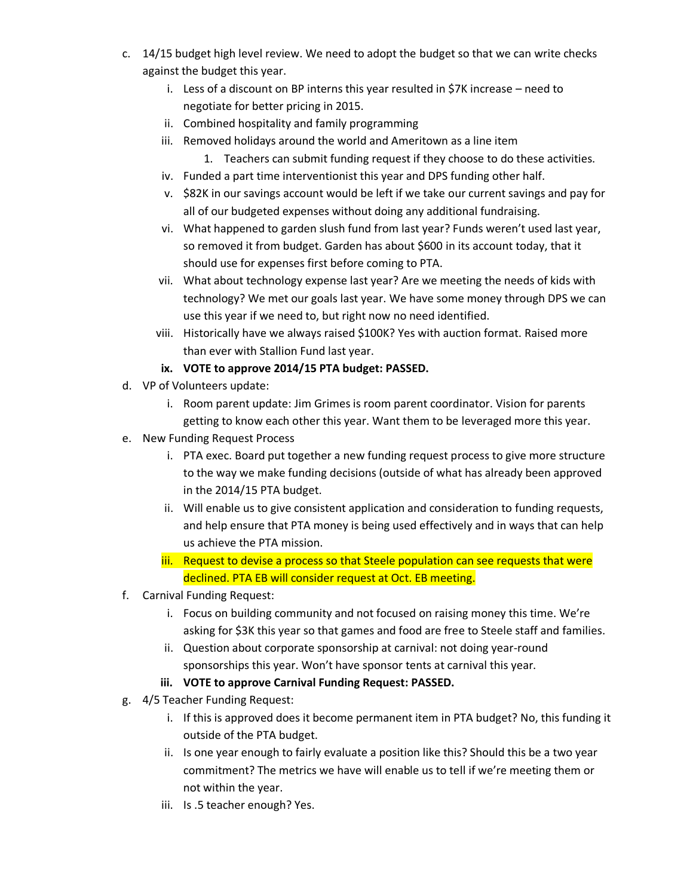c. 14/15 budget high level review. We need to adopt the budget so that we can write checks against the budget this year.
    i. Less of a discount on BP interns this year resulted in $7K increase – need to negotiate for better pricing in 2015.
    ii. Combined hospitality and family programming
    iii. Removed holidays around the world and Ameritown as a line item
        1. Teachers can submit funding request if they choose to do these activities.
    iv. Funded a part time interventionist this year and DPS funding other half.
    v. $82K in our savings account would be left if we take our current savings and pay for all of our budgeted expenses without doing any additional fundraising.
    vi. What happened to garden slush fund from last year? Funds weren't used last year, so removed it from budget. Garden has about $600 in its account today, that it should use for expenses first before coming to PTA.
    vii. What about technology expense last year? Are we meeting the needs of kids with technology? We met our goals last year. We have some money through DPS we can use this year if we need to, but right now no need identified.
    viii. Historically have we always raised $100K? Yes with auction format. Raised more than ever with Stallion Fund last year.
    **ix. VOTE to approve 2014/15 PTA budget: PASSED.**

d. VP of Volunteers update:
    i. Room parent update: Jim Grimes is room parent coordinator. Vision for parents getting to know each other this year. Want them to be leveraged more this year.

e. New Funding Request Process
    i. PTA exec. Board put together a new funding request process to give more structure to the way we make funding decisions (outside of what has already been approved in the 2014/15 PTA budget.
    ii. Will enable us to give consistent application and consideration to funding requests, and help ensure that PTA money is being used effectively and in ways that can help us achieve the PTA mission.
    iii. Request to devise a process so that Steele population can see requests that were declined. PTA EB will consider request at Oct. EB meeting.

f. Carnival Funding Request:
    i. Focus on building community and not focused on raising money this time. We're asking for $3K this year so that games and food are free to Steele staff and families.
    ii. Question about corporate sponsorship at carnival: not doing year-round sponsorships this year. Won't have sponsor tents at carnival this year.
    **iii. VOTE to approve Carnival Funding Request: PASSED.**

g. 4/5 Teacher Funding Request:
    i. If this is approved does it become permanent item in PTA budget? No, this funding it outside of the PTA budget.
    ii. Is one year enough to fairly evaluate a position like this? Should this be a two year commitment? The metrics we have will enable us to tell if we're meeting them or not within the year.
    iii. Is .5 teacher enough? Yes.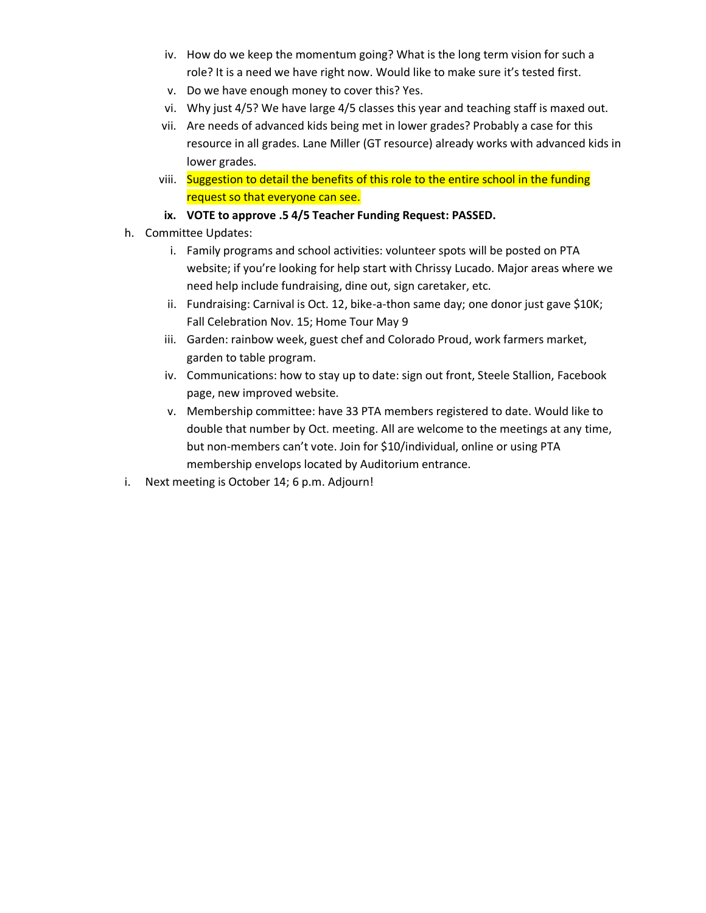- iv. How do we keep the momentum going? What is the long term vision for such a role? It is a need we have right now. Would like to make sure it's tested first.
- v. Do we have enough money to cover this? Yes.
- vi. Why just 4/5? We have large 4/5 classes this year and teaching staff is maxed out.
- vii. Are needs of advanced kids being met in lower grades? Probably a case for this resource in all grades. Lane Miller (GT resource) already works with advanced kids in lower grades.
- viii. Suggestion to detail the benefits of this role to the entire school in the funding request so that everyone can see.
- **ix. VOTE to approve .5 4/5 Teacher Funding Request: PASSED.**

h. Committee Updates:

- i. Family programs and school activities: volunteer spots will be posted on PTA website; if you're looking for help start with Chrissy Lucado. Major areas where we need help include fundraising, dine out, sign caretaker, etc.
- ii. Fundraising: Carnival is Oct. 12, bike-a-thon same day; one donor just gave $10K; Fall Celebration Nov. 15; Home Tour May 9
- iii. Garden: rainbow week, guest chef and Colorado Proud, work farmers market, garden to table program.
- iv. Communications: how to stay up to date: sign out front, Steele Stallion, Facebook page, new improved website.
- v. Membership committee: have 33 PTA members registered to date. Would like to double that number by Oct. meeting. All are welcome to the meetings at any time, but non-members can't vote. Join for $10/individual, online or using PTA membership envelops located by Auditorium entrance.

i. Next meeting is October 14; 6 p.m. Adjourn!